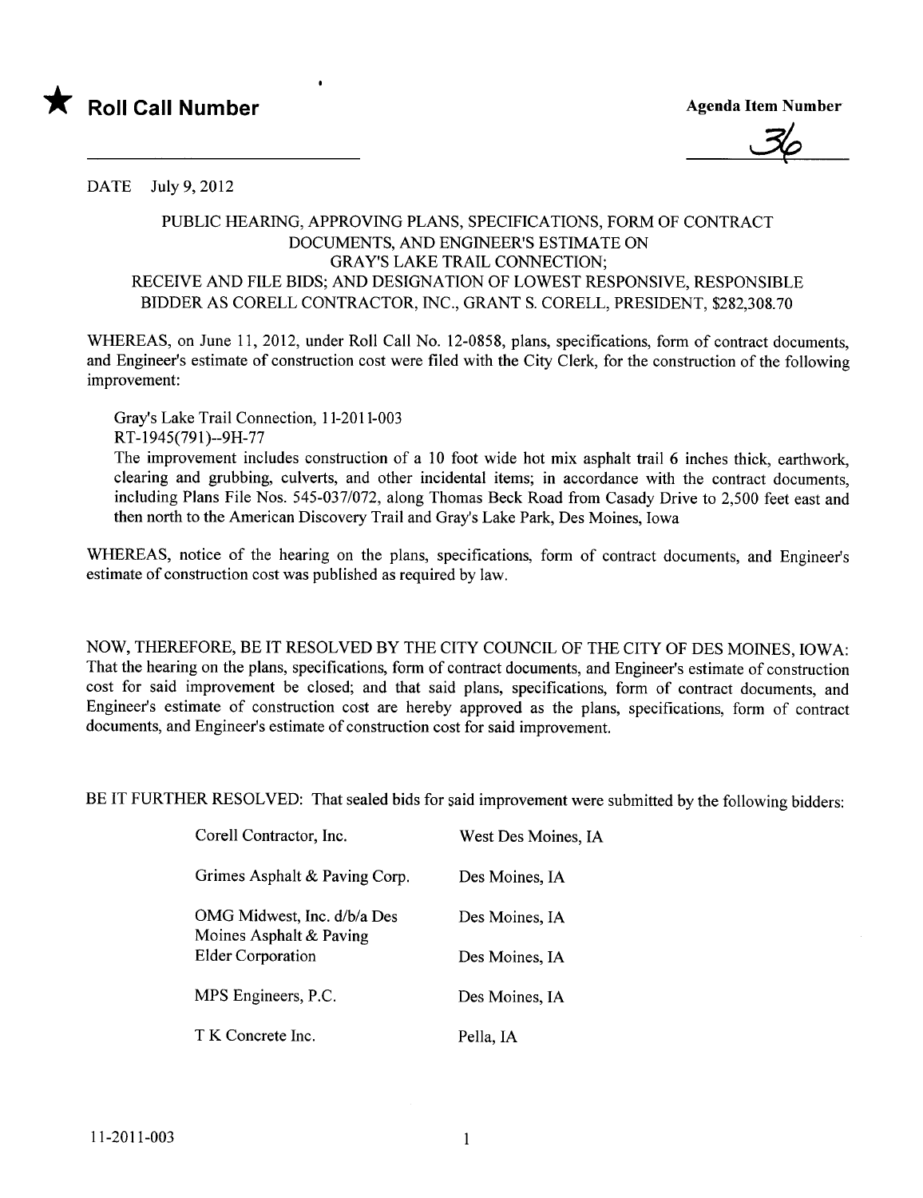★ **Roll Call Number**

**Agenda Item Number**

36

DATE July 9, 2012

PUBLIC HEARING, APPROVING PLANS, SPECIFICATIONS, FORM OF CONTRACT DOCUMENTS, AND ENGINEER'S ESTIMATE ON GRAY'S LAKE TRAIL CONNECTION; RECEIVE AND FILE BIDS; AND DESIGNATION OF LOWEST RESPONSIVE, RESPONSIBLE BIDDER AS CORELL CONTRACTOR, INC., GRANT S. CORELL, PRESIDENT, $282,308.70

WHEREAS, on June 11, 2012, under Roll Call No. 12-0858, plans, specifications, form of contract documents, and Engineer's estimate of construction cost were filed with the City Clerk, for the construction of the following improvement:

Gray's Lake Trail Connection, 11-2011-003
RT-1945(791)--9H-77
The improvement includes construction of a 10 foot wide hot mix asphalt trail 6 inches thick, earthwork, clearing and grubbing, culverts, and other incidental items; in accordance with the contract documents, including Plans File Nos. 545-037/072, along Thomas Beck Road from Casady Drive to 2,500 feet east and then north to the American Discovery Trail and Gray's Lake Park, Des Moines, Iowa

WHEREAS, notice of the hearing on the plans, specifications, form of contract documents, and Engineer's estimate of construction cost was published as required by law.

NOW, THEREFORE, BE IT RESOLVED BY THE CITY COUNCIL OF THE CITY OF DES MOINES, IOWA: That the hearing on the plans, specifications, form of contract documents, and Engineer's estimate of construction cost for said improvement be closed; and that said plans, specifications, form of contract documents, and Engineer's estimate of construction cost are hereby approved as the plans, specifications, form of contract documents, and Engineer's estimate of construction cost for said improvement.

BE IT FURTHER RESOLVED: That sealed bids for said improvement were submitted by the following bidders:

| | |
|---|---|
| Corell Contractor, Inc. | West Des Moines, IA |
| Grimes Asphalt & Paving Corp. | Des Moines, IA |
| OMG Midwest, Inc. d/b/a Des Moines Asphalt & Paving | Des Moines, IA |
| Elder Corporation | Des Moines, IA |
| MPS Engineers, P.C. | Des Moines, IA |
| T K Concrete Inc. | Pella, IA |

11-2011-003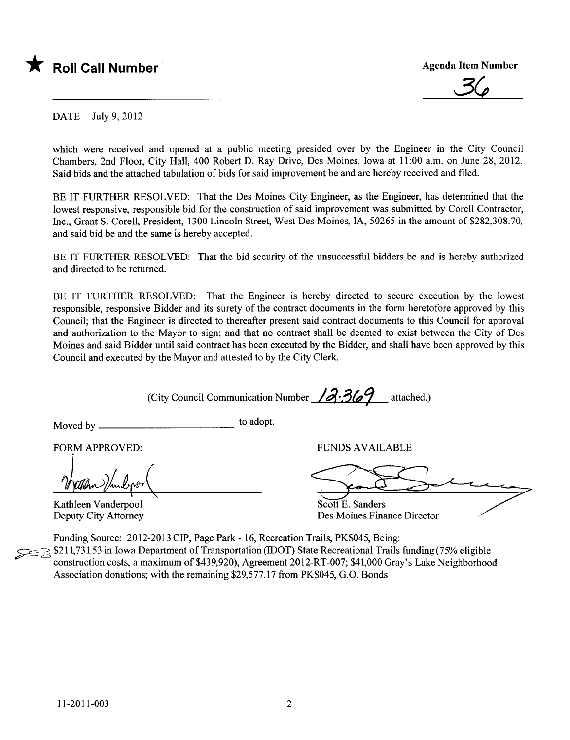★ **Roll Call Number**

**Agenda Item Number**

36

DATE July 9, 2012

which were received and opened at a public meeting presided over by the Engineer in the City Council Chambers, 2nd Floor, City Hall, 400 Robert D. Ray Drive, Des Moines, Iowa at 11:00 a.m. on June 28, 2012. Said bids and the attached tabulation of bids for said improvement be and are hereby received and filed.

BE IT FURTHER RESOLVED: That the Des Moines City Engineer, as the Engineer, has determined that the lowest responsive, responsible bid for the construction of said improvement was submitted by Corell Contractor, Inc., Grant S. Corell, President, 1300 Lincoln Street, West Des Moines, IA, 50265 in the amount of $282,308.70, and said bid be and the same is hereby accepted.

BE IT FURTHER RESOLVED: That the bid security of the unsuccessful bidders be and is hereby authorized and directed to be returned.

BE IT FURTHER RESOLVED: That the Engineer is hereby directed to secure execution by the lowest responsible, responsive Bidder and its surety of the contract documents in the form heretofore approved by this Council; that the Engineer is directed to thereafter present said contract documents to this Council for approval and authorization to the Mayor to sign; and that no contract shall be deemed to exist between the City of Des Moines and said Bidder until said contract has been executed by the Bidder, and shall have been approved by this Council and executed by the Mayor and attested to by the City Clerk.

(City Council Communication Number 12-369 attached.)

Moved by ________________________ to adopt.

FORM APPROVED:

Kathleen Vanderpool
Deputy City Attorney

FUNDS AVAILABLE

Scott E. Sanders
Des Moines Finance Director

Funding Source: 2012-2013 CIP, Page Park - 16, Recreation Trails, PKS045, Being: $211,731.53 in Iowa Department of Transportation (IDOT) State Recreational Trails funding (75% eligible construction costs, a maximum of $439,920), Agreement 2012-RT-007; $41,000 Gray's Lake Neighborhood Association donations; with the remaining $29,577.17 from PKS045, G.O. Bonds

11-2011-003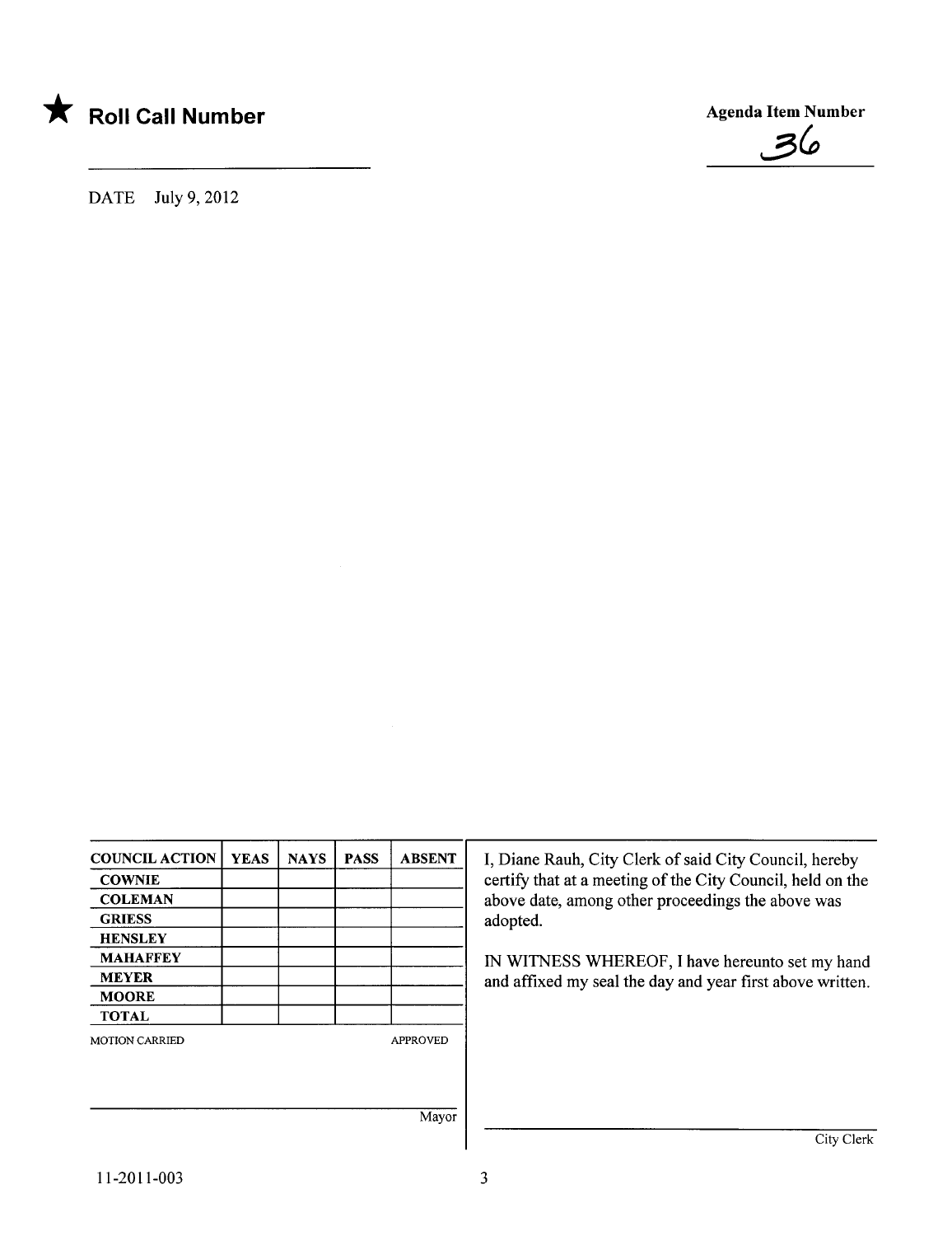★ **Roll Call Number**

**Agenda Item Number**

36

DATE July 9, 2012

| COUNCIL ACTION | YEAS | NAYS | PASS | ABSENT |
|---|---|---|---|---|
| COWNIE | | | | |
| COLEMAN | | | | |
| GRIESS | | | | |
| HENSLEY | | | | |
| MAHAFFEY | | | | |
| MEYER | | | | |
| MOORE | | | | |
| TOTAL | | | | |

MOTION CARRIED APPROVED

Mayor

I, Diane Rauh, City Clerk of said City Council, hereby certify that at a meeting of the City Council, held on the above date, among other proceedings the above was adopted.

IN WITNESS WHEREOF, I have hereunto set my hand and affixed my seal the day and year first above written.

City Clerk

11-2011-003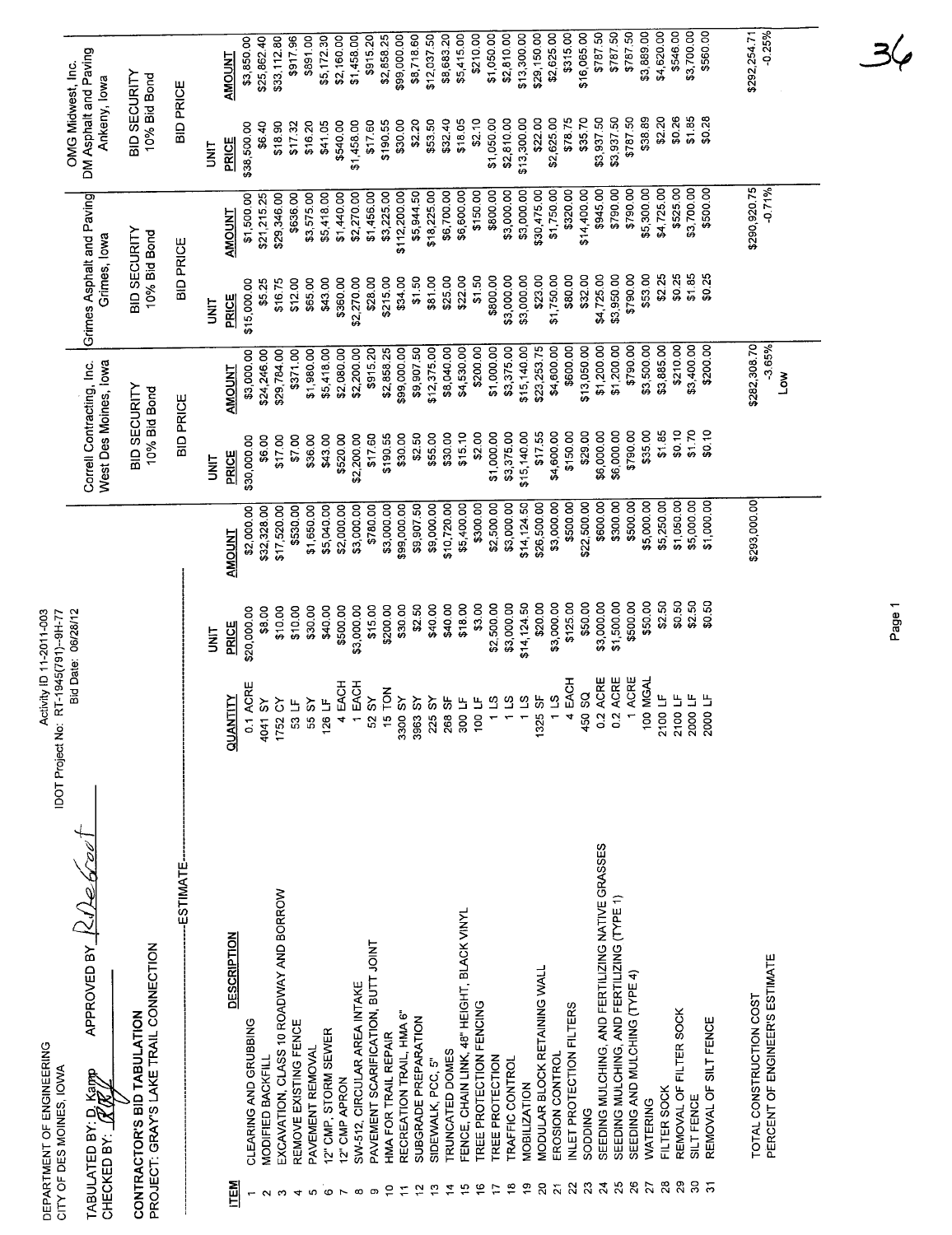DEPARTMENT OF ENGINEERING
CITY OF DES MOINES, IOWA

Activity ID 11-2011-003
IDOT Project No: RT-1945(791)--9H-77
Bid Date: 06/28/12

TABULATED BY: D. Kamp APPROVED BY: RDeGroot
CHECKED BY: RRJ

**CONTRACTOR'S BID TABULATION**
**PROJECT: GRAY'S LAKE TRAIL CONNECTION**

| ITEM | DESCRIPTION | QUANTITY | ESTIMATE UNIT PRICE | ESTIMATE AMOUNT | Correll Contracting, Inc. West Des Moines, Iowa UNIT PRICE | AMOUNT | Grimes Asphalt and Paving Grimes, Iowa UNIT PRICE | AMOUNT | OMG Midwest, Inc. DM Asphalt and Paving Ankeny, Iowa UNIT PRICE | AMOUNT |
|---|---|---|---|---|---|---|---|---|---|---|
| | | | | | BID SECURITY 10% Bid Bond | | BID SECURITY 10% Bid Bond | | BID SECURITY 10% Bid Bond | |
| | | | | | BID PRICE | | BID PRICE | | BID PRICE | |
| 1 | CLEARING AND GRUBBING | 0.1 ACRE | $20,000.00 | $2,000.00 | $30,000.00 | $3,000.00 | $15,000.00 | $1,500.00 | $38,500.00 | $3,850.00 |
| 2 | MODIFIED BACKFILL | 4041 SY | $8.00 | $32,328.00 | $6.00 | $24,246.00 | $5.25 | $21,215.25 | $6.40 | $25,862.40 |
| 3 | EXCAVATION, CLASS 10 ROADWAY AND BORROW | 1752 CY | $10.00 | $17,520.00 | $17.00 | $29,784.00 | $16.75 | $29,346.00 | $18.90 | $33,112.80 |
| 4 | REMOVE EXISTING FENCE | 53 LF | $10.00 | $530.00 | $7.00 | $371.00 | $12.00 | $636.00 | $17.32 | $917.96 |
| 5 | PAVEMENT REMOVAL | 55 SY | $30.00 | $1,650.00 | $36.00 | $1,980.00 | $65.00 | $3,575.00 | $16.20 | $891.00 |
| 6 | 12" CMP, STORM SEWER | 126 LF | $40.00 | $5,040.00 | $43.00 | $5,418.00 | $43.00 | $5,418.00 | $41.05 | $5,172.30 |
| 7 | 12" CMP APRON | 4 EACH | $500.00 | $2,000.00 | $520.00 | $2,080.00 | $360.00 | $1,440.00 | $540.00 | $2,160.00 |
| 8 | SW-512, CIRCULAR AREA INTAKE | 1 EACH | $3,000.00 | $3,000.00 | $2,200.00 | $2,200.00 | $2,270.00 | $2,270.00 | $1,458.00 | $1,458.00 |
| 9 | PAVEMENT SCARIFICATION, BUTT JOINT | 52 SY | $15.00 | $780.00 | $17.60 | $915.20 | $28.00 | $1,456.00 | $17.60 | $915.20 |
| 10 | HMA FOR TRAIL REPAIR | 15 TON | $200.00 | $3,000.00 | $190.55 | $2,858.25 | $215.00 | $3,225.00 | $190.55 | $2,858.25 |
| 11 | RECREATION TRAIL, HMA 6" | 3300 SY | $30.00 | $99,000.00 | $30.00 | $99,000.00 | $34.00 | $112,200.00 | $30.00 | $99,000.00 |
| 12 | SUBGRADE PREPARATION | 3963 SY | $2.50 | $9,907.50 | $2.50 | $9,907.50 | $1.50 | $5,944.50 | $2.20 | $8,718.60 |
| 13 | SIDEWALK, PCC, 5" | 225 SY | $40.00 | $9,000.00 | $55.00 | $12,375.00 | $81.00 | $18,225.00 | $53.50 | $12,037.50 |
| 14 | TRUNCATED DOMES | 268 SF | $40.00 | $10,720.00 | $30.00 | $8,040.00 | $25.00 | $6,700.00 | $32.40 | $8,683.20 |
| 15 | FENCE, CHAIN LINK, 48" HEIGHT, BLACK VINYL | 300 LF | $18.00 | $5,400.00 | $15.10 | $4,530.00 | $22.00 | $6,600.00 | $18.05 | $5,415.00 |
| 16 | TREE PROTECTION FENCING | 100 LF | $3.00 | $300.00 | $2.00 | $200.00 | $1.50 | $150.00 | $2.10 | $210.00 |
| 17 | TREE PROTECTION | 1 LS | $2,500.00 | $2,500.00 | $1,000.00 | $1,000.00 | $800.00 | $800.00 | $1,050.00 | $1,050.00 |
| 18 | TRAFFIC CONTROL | 1 LS | $3,000.00 | $3,000.00 | $3,375.00 | $3,375.00 | $3,000.00 | $3,000.00 | $2,810.00 | $2,810.00 |
| 19 | MOBILIZATION | 1 LS | $14,124.50 | $14,124.50 | $15,140.00 | $15,140.00 | $3,000.00 | $3,000.00 | $13,300.00 | $13,300.00 |
| 20 | MODULAR BLOCK RETAINING WALL | 1325 SF | $20.00 | $26,500.00 | $17.55 | $23,253.75 | $23.00 | $30,475.00 | $22.00 | $29,150.00 |
| 21 | EROSION CONTROL | 1 LS | $3,000.00 | $3,000.00 | $4,600.00 | $4,600.00 | $1,750.00 | $1,750.00 | $2,625.00 | $2,625.00 |
| 22 | INLET PROTECTION FILTERS | 4 EACH | $125.00 | $500.00 | $150.00 | $600.00 | $80.00 | $320.00 | $78.75 | $315.00 |
| 23 | SODDING | 450 SQ | $50.00 | $22,500.00 | $29.00 | $13,050.00 | $32.00 | $14,400.00 | $35.70 | $16,065.00 |
| 24 | SEEDING MULCHING, AND FERTILIZING NATIVE GRASSES | 0.2 ACRE | $3,000.00 | $600.00 | $6,000.00 | $1,200.00 | $4,725.00 | $945.00 | $3,937.50 | $787.50 |
| 25 | SEEDING MULCHING, AND FERTILIZING (TYPE 1) | 0.2 ACRE | $1,500.00 | $300.00 | $6,000.00 | $1,200.00 | $3,950.00 | $790.00 | $3,937.50 | $787.50 |
| 26 | SEEDING AND MULCHING (TYPE 4) | 1 ACRE | $500.00 | $500.00 | $790.00 | $790.00 | $790.00 | $790.00 | $787.50 | $787.50 |
| 27 | WATERING | 100 MGAL | $50.00 | $5,000.00 | $35.00 | $3,500.00 | $53.00 | $5,300.00 | $38.89 | $3,889.00 |
| 28 | FILTER SOCK | 2100 LF | $2.50 | $5,250.00 | $1.85 | $3,885.00 | $2.25 | $4,725.00 | $2.20 | $4,620.00 |
| 29 | REMOVAL OF FILTER SOCK | 2100 LF | $0.50 | $1,050.00 | $0.10 | $210.00 | $0.25 | $525.00 | $0.26 | $546.00 |
| 30 | SILT FENCE | 2000 LF | $2.50 | $5,000.00 | $1.70 | $3,400.00 | $1.85 | $3,700.00 | $1.85 | $3,700.00 |
| 31 | REMOVAL OF SILT FENCE | 2000 LF | $0.50 | $1,000.00 | $0.10 | $200.00 | $0.25 | $500.00 | $0.28 | $560.00 |
| | TOTAL CONSTRUCTION COST | | | $293,000.00 | | $282,308.70 | | $290,920.75 | | $292,254.71 |
| | PERCENT OF ENGINEER'S ESTIMATE | | | | | -3.65% | | -0.71% | | -0.25% |
| | | | | | | Low | | | | |

36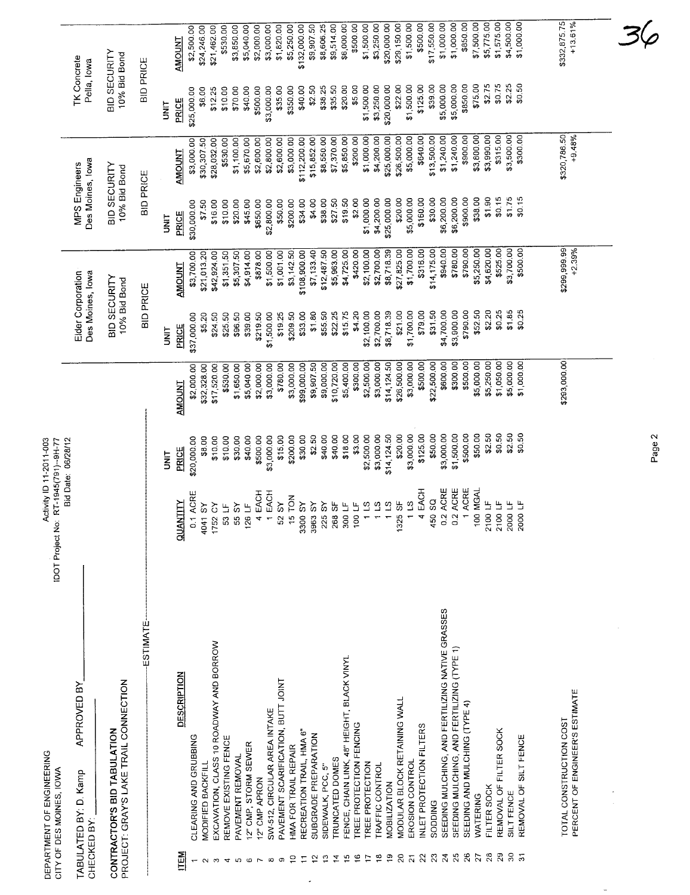DEPARTMENT OF ENGINEERING
CITY OF DES MOINES, IOWA

Activity ID 11-2011-003
IDOT Project No: RT-1945(791)--9H-77
Bid Date: 06/28/12

TABULATED BY: D. Kamp APPROVED BY\_\_\_\_\_\_\_\_\_\_
CHECKED BY: \_\_\_\_\_\_\_\_\_\_

**CONTRACTOR'S BID TABULATION**
**PROJECT: GRAY'S LAKE TRAIL CONNECTION**

| | | | ESTIMATE | | Elder Corporation Des Moines, Iowa | | MPS Engineers Des Moines, Iowa | | TK Concrete Pella, Iowa | |
|---|---|---|---|---|---|---|---|---|---|---|
| | | | | | BID SECURITY 10% Bid Bond | | BID SECURITY 10% Bid Bond | | BID SECURITY 10% Bid Bond | |
| | | | | | BID PRICE | | BID PRICE | | BID PRICE | |
| ITEM | DESCRIPTION | QUANTITY | UNIT PRICE | AMOUNT | UNIT PRICE | AMOUNT | UNIT PRICE | AMOUNT | UNIT PRICE | AMOUNT |
| 1 | CLEARING AND GRUBBING | 0.1 ACRE | $20,000.00 | $2,000.00 | $37,000.00 | $3,700.00 | $30,000.00 | $3,000.00 | $25,000.00 | $2,500.00 |
| 2 | MODIFIED BACKFILL | 4041 SY | $8.00 | $32,328.00 | $5.20 | $21,013.20 | $7.50 | $30,307.50 | $6.00 | $24,246.00 |
| 3 | EXCAVATION, CLASS 10 ROADWAY AND BORROW | 1752 CY | $10.00 | $17,520.00 | $24.50 | $42,924.00 | $16.00 | $28,032.00 | $12.25 | $21,462.00 |
| 4 | REMOVE EXISTING FENCE | 53 LF | $10.00 | $530.00 | $25.50 | $1,351.50 | $10.00 | $530.00 | $10.00 | $530.00 |
| 5 | PAVEMENT REMOVAL | 55 SY | $30.00 | $1,650.00 | $96.50 | $5,307.50 | $20.00 | $1,100.00 | $70.00 | $3,850.00 |
| 6 | 12" CMP, STORM SEWER | 126 LF | $40.00 | $5,040.00 | $39.00 | $4,914.00 | $45.00 | $5,670.00 | $40.00 | $5,040.00 |
| 7 | 12" CMP APRON | 4 EACH | $500.00 | $2,000.00 | $219.50 | $878.00 | $650.00 | $2,600.00 | $500.00 | $2,000.00 |
| 8 | SW-512, CIRCULAR AREA INTAKE | 1 EACH | $3,000.00 | $3,000.00 | $1,500.00 | $1,500.00 | $2,800.00 | $2,800.00 | $3,000.00 | $3,000.00 |
| 9 | PAVEMENT SCARIFICATION, BUTT JOINT | 52 SY | $15.00 | $780.00 | $19.25 | $1,001.00 | $50.00 | $2,600.00 | $35.00 | $1,820.00 |
| 10 | HMA FOR TRAIL REPAIR | 15 TON | $200.00 | $3,000.00 | $209.50 | $3,142.50 | $200.00 | $3,000.00 | $350.00 | $5,250.00 |
| 11 | RECREATION TRAIL, HMA 6" | 3300 SY | $30.00 | $99,000.00 | $33.00 | $108,900.00 | $34.00 | $112,200.00 | $40.00 | $132,000.00 |
| 12 | SUBGRADE PREPARATION | 3963 SY | $2.50 | $9,907.50 | $1.80 | $7,133.40 | $4.00 | $15,852.00 | $2.50 | $9,907.50 |
| 13 | SIDEWALK, PCC, 5" | 225 SY | $40.00 | $9,000.00 | $55.50 | $12,487.50 | $38.00 | $8,550.00 | $38.25 | $8,606.25 |
| 14 | TRUNCATED DOMES | 268 SF | $40.00 | $10,720.00 | $22.25 | $5,963.00 | $27.50 | $7,370.00 | $35.50 | $9,514.00 |
| 15 | FENCE, CHAIN LINK, 48" HEIGHT, BLACK VINYL | 300 LF | $18.00 | $5,400.00 | $15.75 | $4,725.00 | $19.50 | $5,850.00 | $20.00 | $6,000.00 |
| 16 | TREE PROTECTION FENCING | 100 LF | $3.00 | $300.00 | $4.20 | $420.00 | $2.00 | $200.00 | $5.00 | $500.00 |
| 17 | TREE PROTECTION | 1 LS | $2,500.00 | $2,500.00 | $2,100.00 | $2,100.00 | $1,000.00 | $1,000.00 | $1,500.00 | $1,500.00 |
| 18 | TRAFFIC CONTROL | 1 LS | $3,000.00 | $3,000.00 | $2,700.00 | $2,700.00 | $4,200.00 | $4,200.00 | $3,250.00 | $3,250.00 |
| 19 | MOBILIZATION | 1 LS | $14,124.50 | $14,124.50 | $8,718.39 | $8,718.39 | $25,000.00 | $25,000.00 | $20,000.00 | $20,000.00 |
| 20 | MODULAR BLOCK RETAINING WALL | 1325 SF | $20.00 | $26,500.00 | $21.00 | $27,825.00 | $20.00 | $26,500.00 | $22.00 | $29,150.00 |
| 21 | EROSION CONTROL | 1 LS | $3,000.00 | $3,000.00 | $1,700.00 | $1,700.00 | $5,000.00 | $5,000.00 | $1,500.00 | $1,500.00 |
| 22 | INLET PROTECTION FILTERS | 4 EACH | $125.00 | $500.00 | $79.00 | $316.00 | $160.00 | $640.00 | $125.00 | $500.00 |
| 23 | SODDING | 450 SQ | $50.00 | $22,500.00 | $31.50 | $14,175.00 | $30.00 | $13,500.00 | $39.00 | $17,550.00 |
| 24 | SEEDING MULCHING, AND FERTILIZING NATIVE GRASSES | 0.2 ACRE | $3,000.00 | $600.00 | $4,700.00 | $940.00 | $6,200.00 | $1,240.00 | $5,000.00 | $1,000.00 |
| 25 | SEEDING MULCHING, AND FERTILIZING (TYPE 1) | 0.2 ACRE | $1,500.00 | $300.00 | $3,900.00 | $780.00 | $6,200.00 | $1,240.00 | $5,000.00 | $1,000.00 |
| 26 | SEEDING AND MULCHING (TYPE 4) | 1 ACRE | $500.00 | $500.00 | $790.00 | $790.00 | $900.00 | $900.00 | $850.00 | $850.00 |
| 27 | WATERING | 100 MGAL | $50.00 | $5,000.00 | $52.50 | $5,250.00 | $38.00 | $3,800.00 | $75.00 | $7,500.00 |
| 28 | FILTER SOCK | 2100 LF | $2.50 | $5,250.00 | $2.20 | $4,620.00 | $1.90 | $3,990.00 | $2.75 | $5,775.00 |
| 29 | REMOVAL OF FILTER SOCK | 2100 LF | $0.50 | $1,050.00 | $0.25 | $525.00 | $0.15 | $315.00 | $0.75 | $1,575.00 |
| 30 | SILT FENCE | 2000 LF | $2.50 | $5,000.00 | $1.85 | $3,700.00 | $1.75 | $3,500.00 | $2.25 | $4,500.00 |
| 31 | REMOVAL OF SILT FENCE | 2000 LF | $0.50 | $1,000.00 | $0.25 | $500.00 | $0.15 | $300.00 | $0.50 | $1,000.00 |
| | TOTAL CONSTRUCTION COST | | | $293,000.00 | | $299,999.99 | | $320,786.50 | | $332,875.75 |
| | PERCENT OF ENGINEER'S ESTIMATE | | | | | +2.39% | | +9.48% | | +13.61% |

36